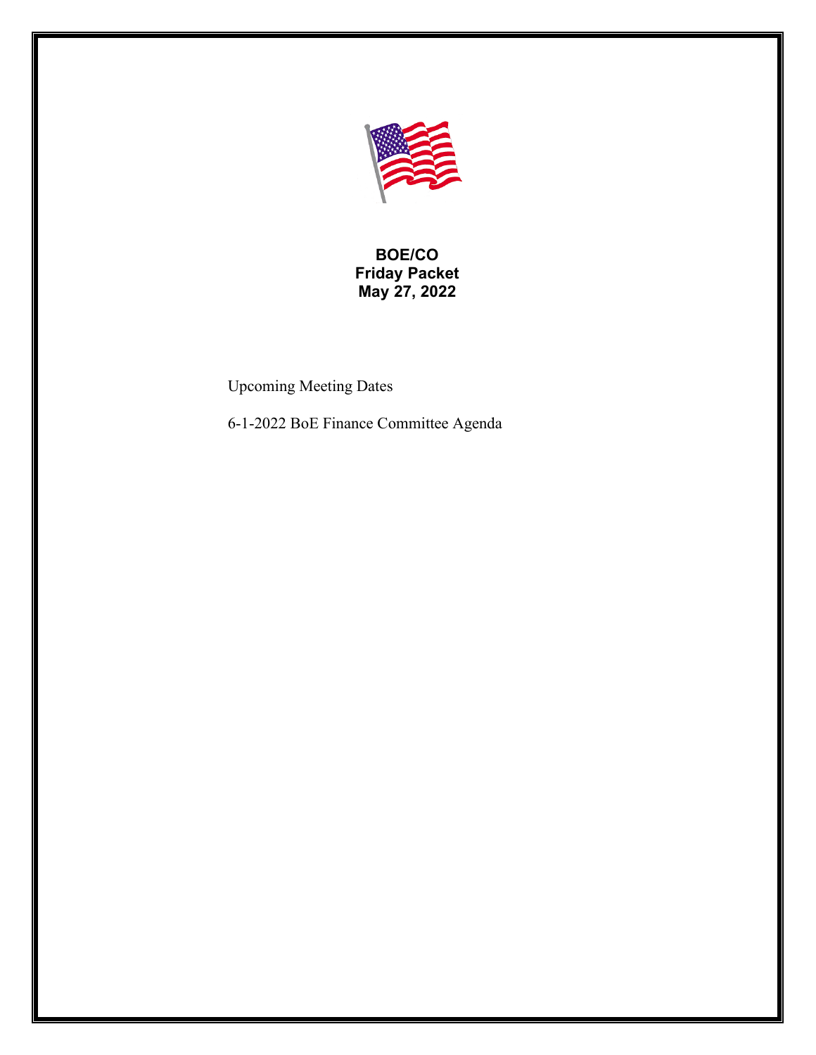**BOE/CO**
**Friday Packet**
**May 27, 2022**

Upcoming Meeting Dates

6-1-2022 BoE Finance Committee Agenda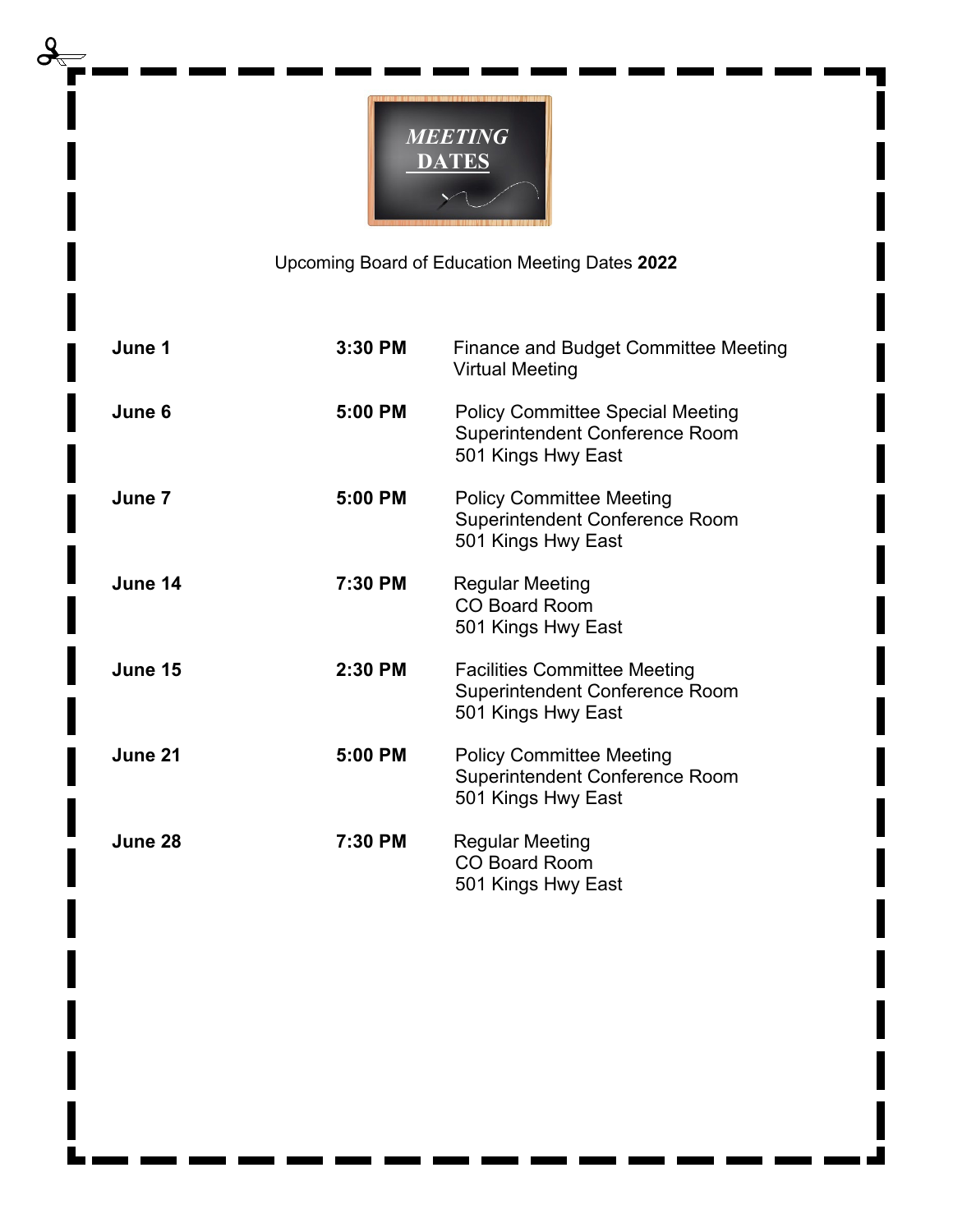# *MEETING* DATES

Upcoming Board of Education Meeting Dates **2022**

| | | |
|---|---|---|
| **June 1** | **3:30 PM** | Finance and Budget Committee Meeting<br>Virtual Meeting |
| **June 6** | **5:00 PM** | Policy Committee Special Meeting<br>Superintendent Conference Room<br>501 Kings Hwy East |
| **June 7** | **5:00 PM** | Policy Committee Meeting<br>Superintendent Conference Room<br>501 Kings Hwy East |
| **June 14** | **7:30 PM** | Regular Meeting<br>CO Board Room<br>501 Kings Hwy East |
| **June 15** | **2:30 PM** | Facilities Committee Meeting<br>Superintendent Conference Room<br>501 Kings Hwy East |
| **June 21** | **5:00 PM** | Policy Committee Meeting<br>Superintendent Conference Room<br>501 Kings Hwy East |
| **June 28** | **7:30 PM** | Regular Meeting<br>CO Board Room<br>501 Kings Hwy East |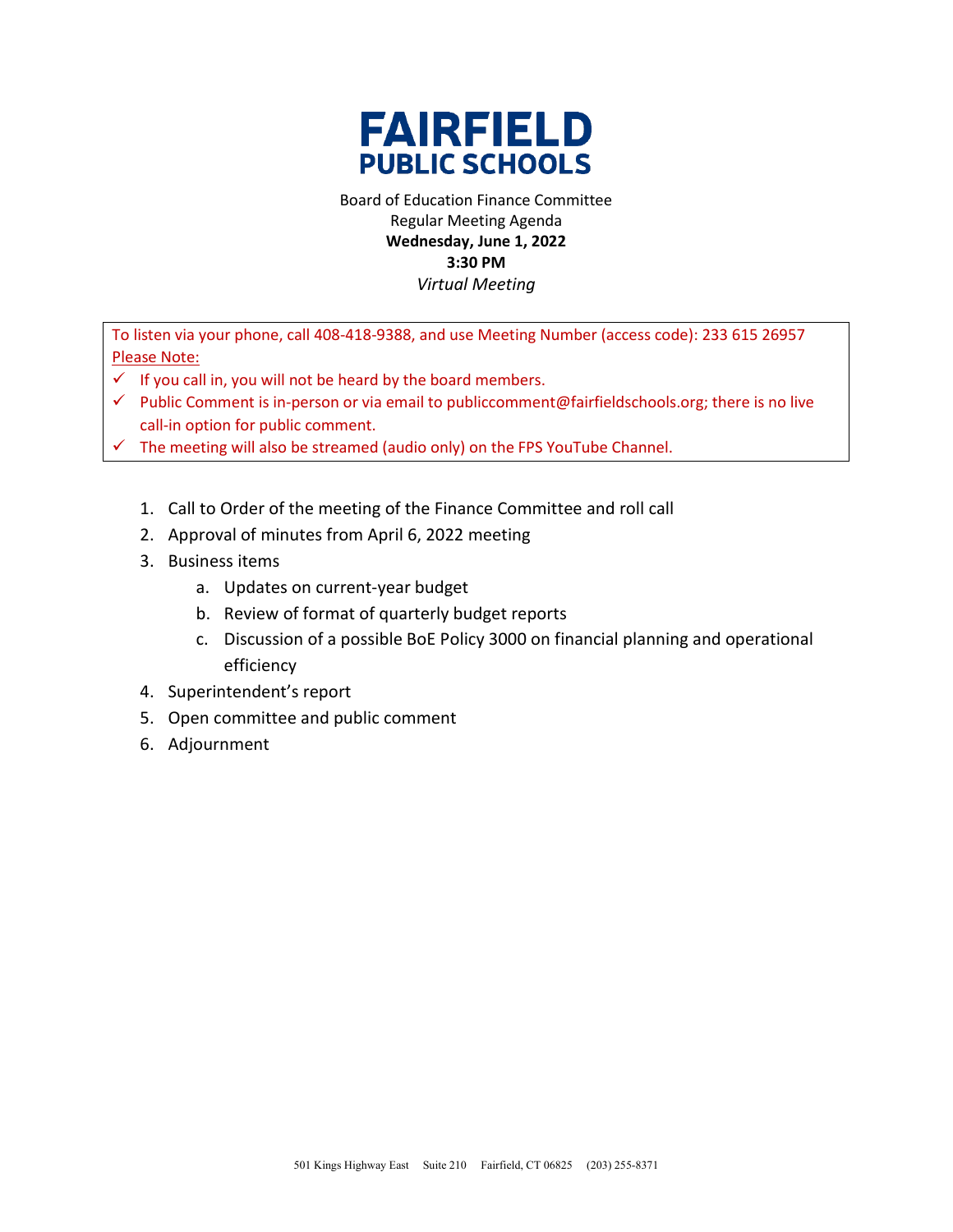# FAIRFIELD
## PUBLIC SCHOOLS

Board of Education Finance Committee
Regular Meeting Agenda
**Wednesday, June 1, 2022**
**3:30 PM**
*Virtual Meeting*

To listen via your phone, call 408-418-9388, and use Meeting Number (access code): 233 615 26957
Please Note:

- ✓ If you call in, you will not be heard by the board members.
- ✓ Public Comment is in-person or via email to publiccomment@fairfieldschools.org; there is no live call-in option for public comment.
- ✓ The meeting will also be streamed (audio only) on the FPS YouTube Channel.

1. Call to Order of the meeting of the Finance Committee and roll call
2. Approval of minutes from April 6, 2022 meeting
3. Business items
   a. Updates on current-year budget
   b. Review of format of quarterly budget reports
   c. Discussion of a possible BoE Policy 3000 on financial planning and operational efficiency
4. Superintendent's report
5. Open committee and public comment
6. Adjournment

501 Kings Highway East Suite 210 Fairfield, CT 06825 (203) 255-8371